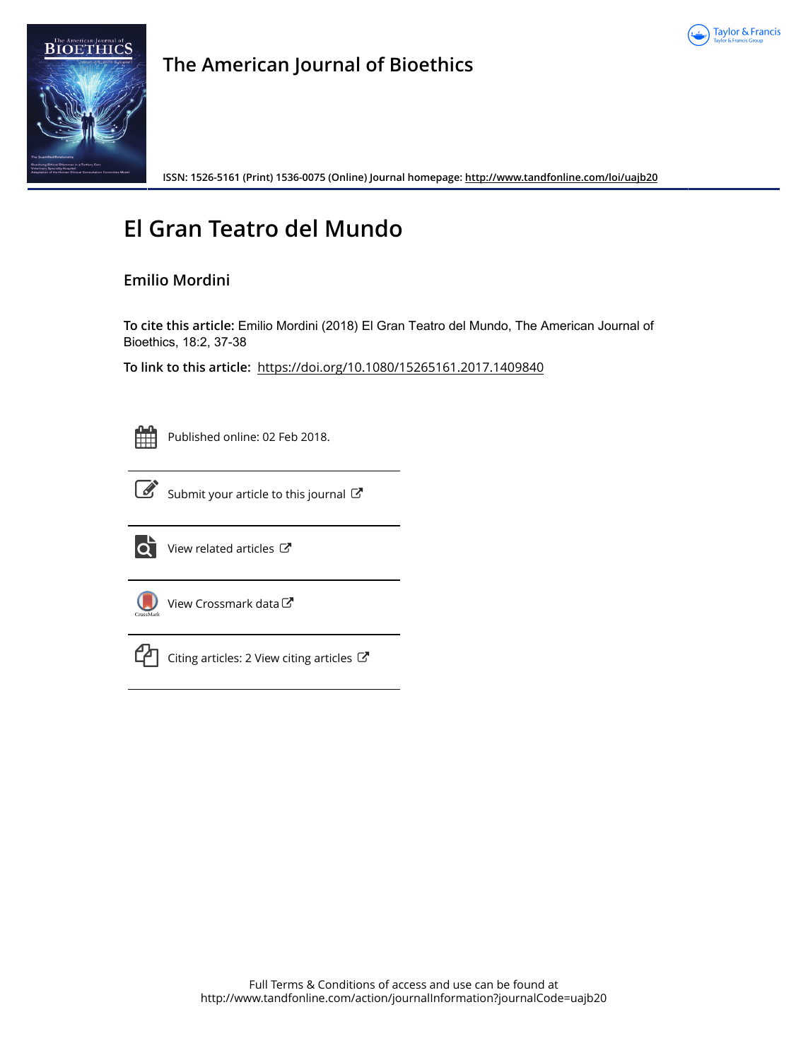**The American Journal of Bioethics**

ISSN: 1526-5161 (Print) 1536-0075 (Online) Journal homepage: http://www.tandfonline.com/loi/uajb20

# El Gran Teatro del Mundo

**Emilio Mordini**

**To cite this article:** Emilio Mordini (2018) El Gran Teatro del Mundo, The American Journal of Bioethics, 18:2, 37-38

**To link to this article:** https://doi.org/10.1080/15265161.2017.1409840

Published online: 02 Feb 2018.

Submit your article to this journal

View related articles

View Crossmark data

Citing articles: 2 View citing articles

Full Terms & Conditions of access and use can be found at
http://www.tandfonline.com/action/journalInformation?journalCode=uajb20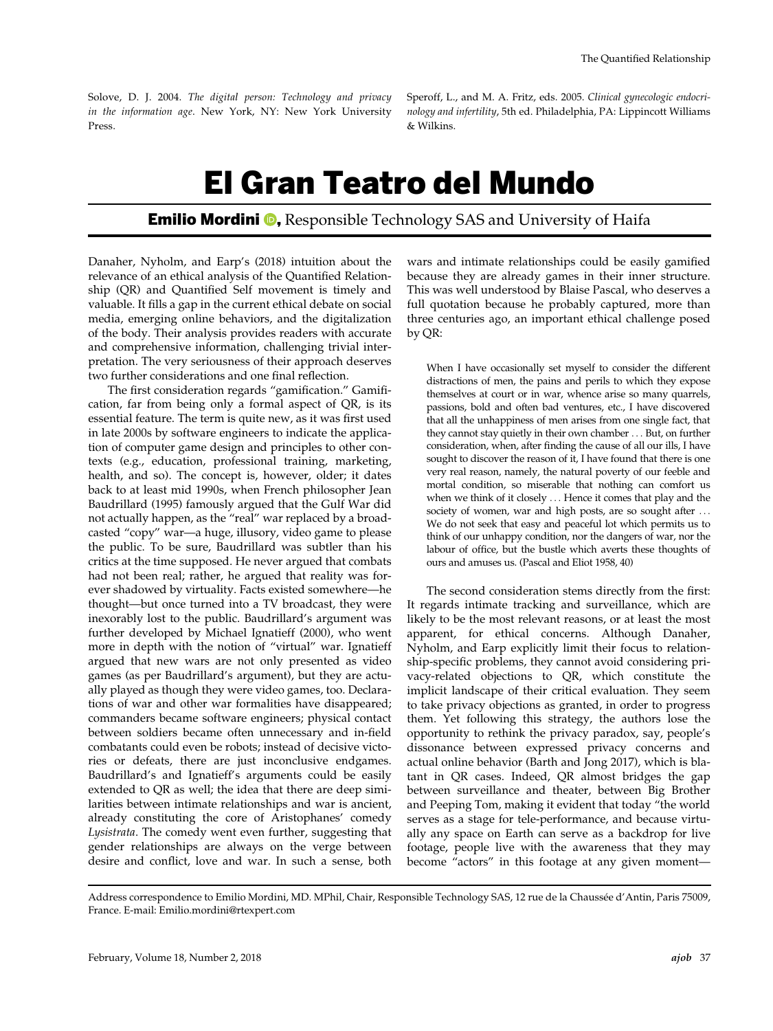Solove, D. J. 2004. *The digital person: Technology and privacy in the information age*. New York, NY: New York University Press.

Speroff, L., and M. A. Fritz, eds. 2005. *Clinical gynecologic endocrinology and infertility*, 5th ed. Philadelphia, PA: Lippincott Williams & Wilkins.

# El Gran Teatro del Mundo

**Emilio Mordini**, Responsible Technology SAS and University of Haifa

Danaher, Nyholm, and Earp's (2018) intuition about the relevance of an ethical analysis of the Quantified Relationship (QR) and Quantified Self movement is timely and valuable. It fills a gap in the current ethical debate on social media, emerging online behaviors, and the digitalization of the body. Their analysis provides readers with accurate and comprehensive information, challenging trivial interpretation. The very seriousness of their approach deserves two further considerations and one final reflection.

The first consideration regards "gamification." Gamification, far from being only a formal aspect of QR, is its essential feature. The term is quite new, as it was first used in late 2000s by software engineers to indicate the application of computer game design and principles to other contexts (e.g., education, professional training, marketing, health, and so). The concept is, however, older; it dates back to at least mid 1990s, when French philosopher Jean Baudrillard (1995) famously argued that the Gulf War did not actually happen, as the "real" war replaced by a broadcasted "copy" war—a huge, illusory, video game to please the public. To be sure, Baudrillard was subtler than his critics at the time supposed. He never argued that combats had not been real; rather, he argued that reality was forever shadowed by virtuality. Facts existed somewhere—he thought—but once turned into a TV broadcast, they were inexorably lost to the public. Baudrillard's argument was further developed by Michael Ignatieff (2000), who went more in depth with the notion of "virtual" war. Ignatieff argued that new wars are not only presented as video games (as per Baudrillard's argument), but they are actually played as though they were video games, too. Declarations of war and other war formalities have disappeared; commanders became software engineers; physical contact between soldiers became often unnecessary and in-field combatants could even be robots; instead of decisive victories or defeats, there are just inconclusive endgames. Baudrillard's and Ignatieff's arguments could be easily extended to QR as well; the idea that there are deep similarities between intimate relationships and war is ancient, already constituting the core of Aristophanes' comedy *Lysistrata*. The comedy went even further, suggesting that gender relationships are always on the verge between desire and conflict, love and war. In such a sense, both wars and intimate relationships could be easily gamified because they are already games in their inner structure. This was well understood by Blaise Pascal, who deserves a full quotation because he probably captured, more than three centuries ago, an important ethical challenge posed by QR:

> When I have occasionally set myself to consider the different distractions of men, the pains and perils to which they expose themselves at court or in war, whence arise so many quarrels, passions, bold and often bad ventures, etc., I have discovered that all the unhappiness of men arises from one single fact, that they cannot stay quietly in their own chamber ... But, on further consideration, when, after finding the cause of all our ills, I have sought to discover the reason of it, I have found that there is one very real reason, namely, the natural poverty of our feeble and mortal condition, so miserable that nothing can comfort us when we think of it closely ... Hence it comes that play and the society of women, war and high posts, are so sought after ... We do not seek that easy and peaceful lot which permits us to think of our unhappy condition, nor the dangers of war, nor the labour of office, but the bustle which averts these thoughts of ours and amuses us. (Pascal and Eliot 1958, 40)

The second consideration stems directly from the first: It regards intimate tracking and surveillance, which are likely to be the most relevant reasons, or at least the most apparent, for ethical concerns. Although Danaher, Nyholm, and Earp explicitly limit their focus to relationship-specific problems, they cannot avoid considering privacy-related objections to QR, which constitute the implicit landscape of their critical evaluation. They seem to take privacy objections as granted, in order to progress their thesis. Yet following this strategy, the authors lose the opportunity to rethink the privacy paradox, say, people's dissonance between expressed privacy concerns and actual online behavior (Barth and Jong 2017), which is blatant in QR cases. Indeed, QR almost bridges the gap between surveillance and theater, between Big Brother and Peeping Tom, making it evident that today "the world serves as a stage for tele-performance, and because virtually any space on Earth can serve as a backdrop for live footage, people live with the awareness that they may become "actors" in this footage at any given moment—

Address correspondence to Emilio Mordini, MD. MPhil, Chair, Responsible Technology SAS, 12 rue de la Chaussée d'Antin, Paris 75009, France. E-mail: Emilio.mordini@rtexpert.com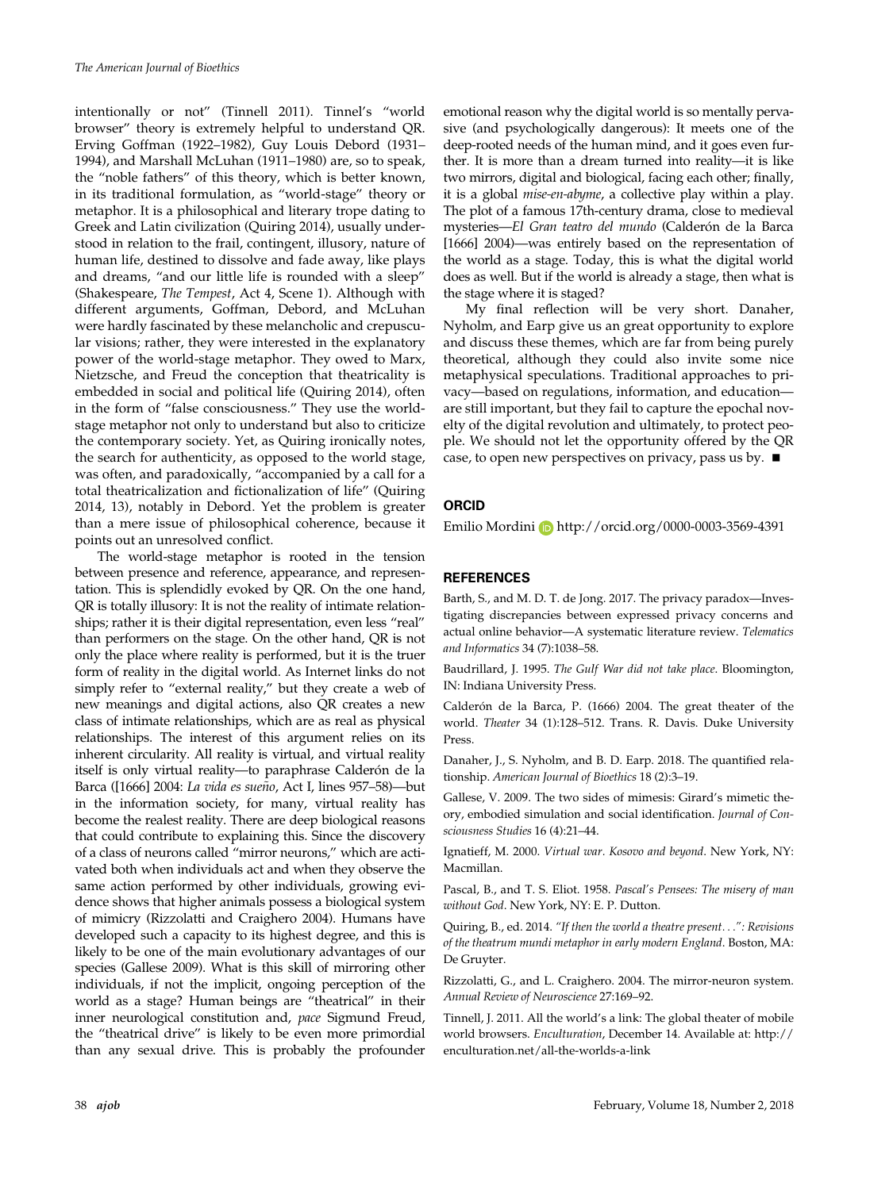intentionally or not" (Tinnell 2011). Tinnel's "world browser" theory is extremely helpful to understand QR. Erving Goffman (1922–1982), Guy Louis Debord (1931–1994), and Marshall McLuhan (1911–1980) are, so to speak, the "noble fathers" of this theory, which is better known, in its traditional formulation, as "world-stage" theory or metaphor. It is a philosophical and literary trope dating to Greek and Latin civilization (Quiring 2014), usually understood in relation to the frail, contingent, illusory, nature of human life, destined to dissolve and fade away, like plays and dreams, "and our little life is rounded with a sleep" (Shakespeare, *The Tempest*, Act 4, Scene 1). Although with different arguments, Goffman, Debord, and McLuhan were hardly fascinated by these melancholic and crepuscular visions; rather, they were interested in the explanatory power of the world-stage metaphor. They owed to Marx, Nietzsche, and Freud the conception that theatricality is embedded in social and political life (Quiring 2014), often in the form of "false consciousness." They use the world-stage metaphor not only to understand but also to criticize the contemporary society. Yet, as Quiring ironically notes, the search for authenticity, as opposed to the world stage, was often, and paradoxically, "accompanied by a call for a total theatricalization and fictionalization of life" (Quiring 2014, 13), notably in Debord. Yet the problem is greater than a mere issue of philosophical coherence, because it points out an unresolved conflict.

The world-stage metaphor is rooted in the tension between presence and reference, appearance, and representation. This is splendidly evoked by QR. On the one hand, QR is totally illusory: It is not the reality of intimate relationships; rather it is their digital representation, even less "real" than performers on the stage. On the other hand, QR is not only the place where reality is performed, but it is the truer form of reality in the digital world. As Internet links do not simply refer to "external reality," but they create a web of new meanings and digital actions, also QR creates a new class of intimate relationships, which are as real as physical relationships. The interest of this argument relies on its inherent circularity. All reality is virtual, and virtual reality itself is only virtual reality—to paraphrase Calderón de la Barca ([1666] 2004: *La vida es sueño*, Act I, lines 957–58)—but in the information society, for many, virtual reality has become the realest reality. There are deep biological reasons that could contribute to explaining this. Since the discovery of a class of neurons called "mirror neurons," which are activated both when individuals act and when they observe the same action performed by other individuals, growing evidence shows that higher animals possess a biological system of mimicry (Rizzolatti and Craighero 2004). Humans have developed such a capacity to its highest degree, and this is likely to be one of the main evolutionary advantages of our species (Gallese 2009). What is this skill of mirroring other individuals, if not the implicit, ongoing perception of the world as a stage? Human beings are "theatrical" in their inner neurological constitution and, *pace* Sigmund Freud, the "theatrical drive" is likely to be even more primordial than any sexual drive. This is probably the profounder emotional reason why the digital world is so mentally pervasive (and psychologically dangerous): It meets one of the deep-rooted needs of the human mind, and it goes even further. It is more than a dream turned into reality—it is like two mirrors, digital and biological, facing each other; finally, it is a global *mise-en-abyme*, a collective play within a play. The plot of a famous 17th-century drama, close to medieval mysteries—*El Gran teatro del mundo* (Calderón de la Barca [1666] 2004)—was entirely based on the representation of the world as a stage. Today, this is what the digital world does as well. But if the world is already a stage, then what is the stage where it is staged?

My final reflection will be very short. Danaher, Nyholm, and Earp give us an great opportunity to explore and discuss these themes, which are far from being purely theoretical, although they could also invite some nice metaphysical speculations. Traditional approaches to privacy—based on regulations, information, and education—are still important, but they fail to capture the epochal novelty of the digital revolution and ultimately, to protect people. We should not let the opportunity offered by the QR case, to open new perspectives on privacy, pass us by. ■

## ORCID

Emilio Mordini http://orcid.org/0000-0003-3569-4391

## REFERENCES

Barth, S., and M. D. T. de Jong. 2017. The privacy paradox—Investigating discrepancies between expressed privacy concerns and actual online behavior—A systematic literature review. *Telematics and Informatics* 34 (7):1038–58.

Baudrillard, J. 1995. *The Gulf War did not take place*. Bloomington, IN: Indiana University Press.

Calderón de la Barca, P. (1666) 2004. The great theater of the world. *Theater* 34 (1):128–512. Trans. R. Davis. Duke University Press.

Danaher, J., S. Nyholm, and B. D. Earp. 2018. The quantified relationship. *American Journal of Bioethics* 18 (2):3–19.

Gallese, V. 2009. The two sides of mimesis: Girard's mimetic theory, embodied simulation and social identification. *Journal of Consciousness Studies* 16 (4):21–44.

Ignatieff, M. 2000. *Virtual war. Kosovo and beyond*. New York, NY: Macmillan.

Pascal, B., and T. S. Eliot. 1958. *Pascal's Pensees: The misery of man without God*. New York, NY: E. P. Dutton.

Quiring, B., ed. 2014. *"If then the world a theatre present…": Revisions of the theatrum mundi metaphor in early modern England*. Boston, MA: De Gruyter.

Rizzolatti, G., and L. Craighero. 2004. The mirror-neuron system. *Annual Review of Neuroscience* 27:169–92.

Tinnell, J. 2011. All the world's a link: The global theater of mobile world browsers. *Enculturation*, December 14. Available at: http://enculturation.net/all-the-worlds-a-link